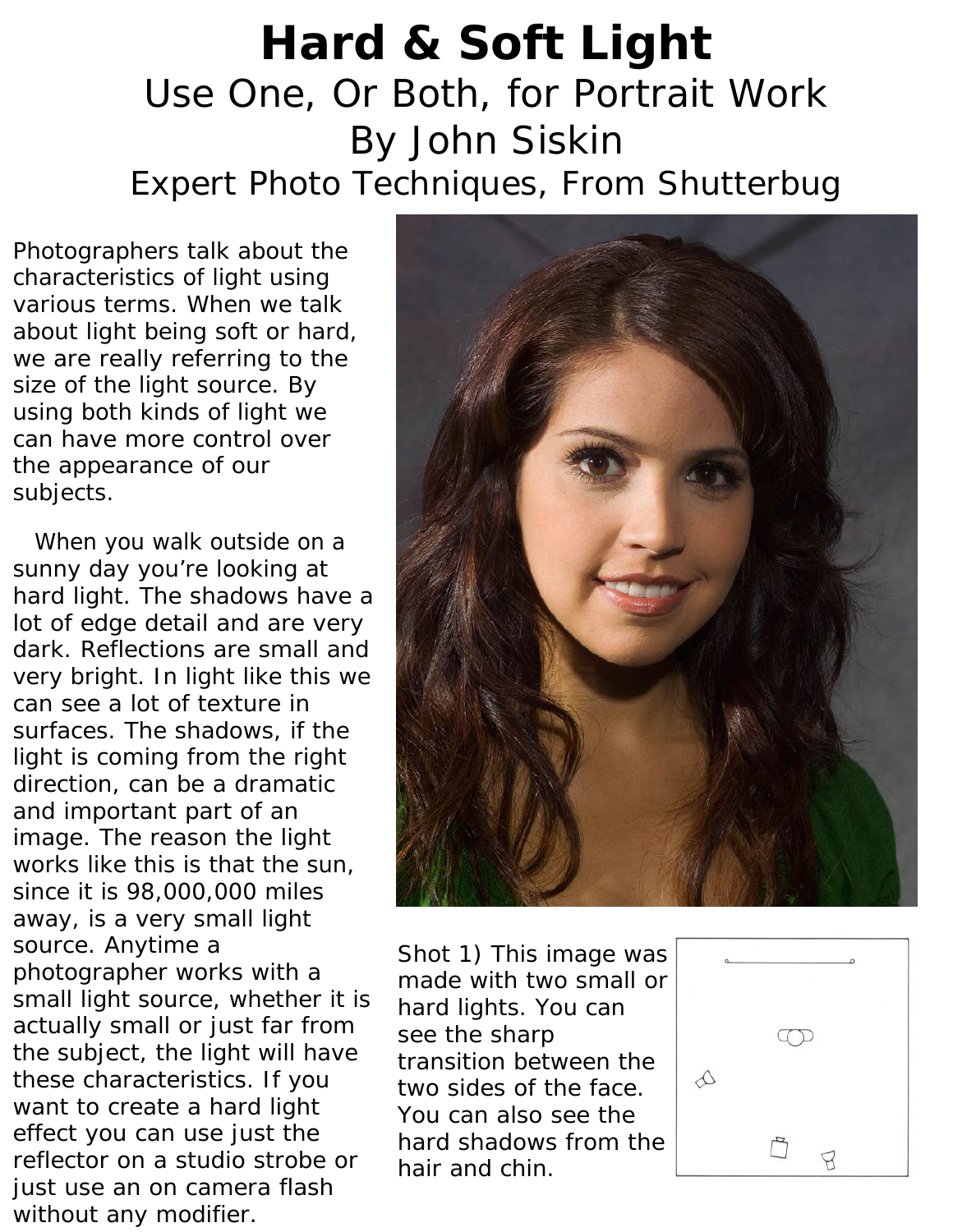# Hard & Soft Light

## Use One, Or Both, for Portrait Work

## By John Siskin

## Expert Photo Techniques, From Shutterbug

Photographers talk about the characteristics of light using various terms. When we talk about light being soft or hard, we are really referring to the size of the light source. By using both kinds of light we can have more control over the appearance of our subjects.

When you walk outside on a sunny day you're looking at hard light. The shadows have a lot of edge detail and are very dark. Reflections are small and very bright. In light like this we can see a lot of texture in surfaces. The shadows, if the light is coming from the right direction, can be a dramatic and important part of an image. The reason the light works like this is that the sun, since it is 98,000,000 miles away, is a very small light source. Anytime a photographer works with a small light source, whether it is actually small or just far from the subject, the light will have these characteristics. If you want to create a hard light effect you can use just the reflector on a studio strobe or just use an on camera flash without any modifier.

Shot 1) This image was made with two small or hard lights. You can see the sharp transition between the two sides of the face. You can also see the hard shadows from the hair and chin.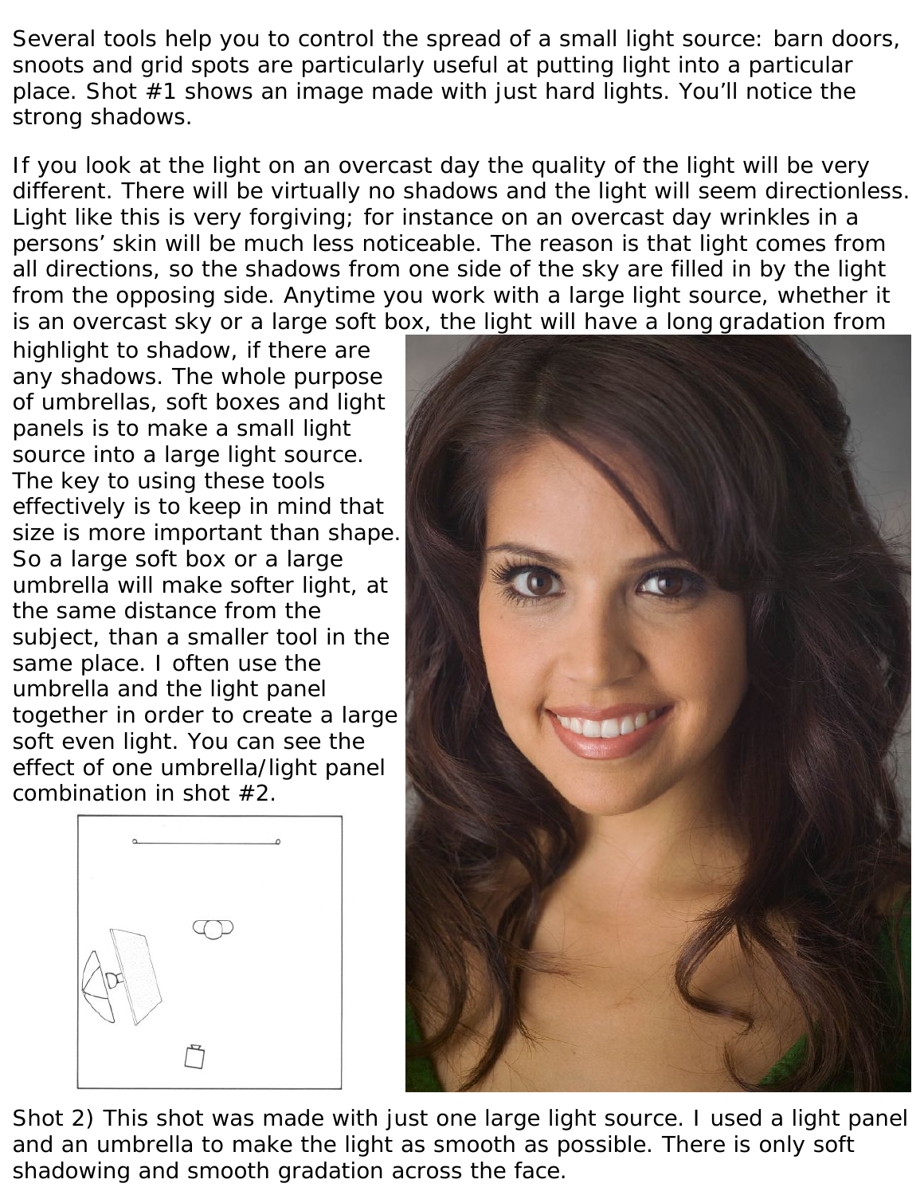Several tools help you to control the spread of a small light source: barn doors, snoots and grid spots are particularly useful at putting light into a particular place. Shot #1 shows an image made with just hard lights. You'll notice the strong shadows.

If you look at the light on an overcast day the quality of the light will be very different. There will be virtually no shadows and the light will seem directionless. Light like this is very forgiving; for instance on an overcast day wrinkles in a persons' skin will be much less noticeable. The reason is that light comes from all directions, so the shadows from one side of the sky are filled in by the light from the opposing side. Anytime you work with a large light source, whether it is an overcast sky or a large soft box, the light will have a long gradation from highlight to shadow, if there are any shadows. The whole purpose of umbrellas, soft boxes and light panels is to make a small light source into a large light source. The key to using these tools effectively is to keep in mind that size is more important than shape. So a large soft box or a large umbrella will make softer light, at the same distance from the subject, than a smaller tool in the same place. I often use the umbrella and the light panel together in order to create a large soft even light. You can see the effect of one umbrella/light panel combination in shot #2.

Shot 2) This shot was made with just one large light source. I used a light panel and an umbrella to make the light as smooth as possible. There is only soft shadowing and smooth gradation across the face.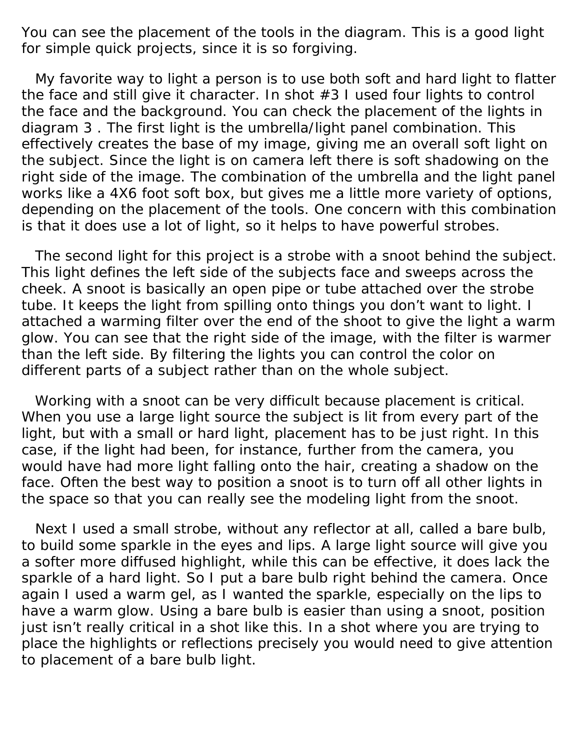You can see the placement of the tools in the diagram. This is a good light for simple quick projects, since it is so forgiving.

My favorite way to light a person is to use both soft and hard light to flatter the face and still give it character. In shot #3 I used four lights to control the face and the background. You can check the placement of the lights in diagram 3 . The first light is the umbrella/light panel combination. This effectively creates the base of my image, giving me an overall soft light on the subject. Since the light is on camera left there is soft shadowing on the right side of the image. The combination of the umbrella and the light panel works like a 4X6 foot soft box, but gives me a little more variety of options, depending on the placement of the tools. One concern with this combination is that it does use a lot of light, so it helps to have powerful strobes.

The second light for this project is a strobe with a snoot behind the subject. This light defines the left side of the subjects face and sweeps across the cheek. A snoot is basically an open pipe or tube attached over the strobe tube. It keeps the light from spilling onto things you don't want to light. I attached a warming filter over the end of the shoot to give the light a warm glow. You can see that the right side of the image, with the filter is warmer than the left side. By filtering the lights you can control the color on different parts of a subject rather than on the whole subject.

Working with a snoot can be very difficult because placement is critical. When you use a large light source the subject is lit from every part of the light, but with a small or hard light, placement has to be just right. In this case, if the light had been, for instance, further from the camera, you would have had more light falling onto the hair, creating a shadow on the face. Often the best way to position a snoot is to turn off all other lights in the space so that you can really see the modeling light from the snoot.

Next I used a small strobe, without any reflector at all, called a bare bulb, to build some sparkle in the eyes and lips. A large light source will give you a softer more diffused highlight, while this can be effective, it does lack the sparkle of a hard light. So I put a bare bulb right behind the camera. Once again I used a warm gel, as I wanted the sparkle, especially on the lips to have a warm glow. Using a bare bulb is easier than using a snoot, position just isn't really critical in a shot like this. In a shot where you are trying to place the highlights or reflections precisely you would need to give attention to placement of a bare bulb light.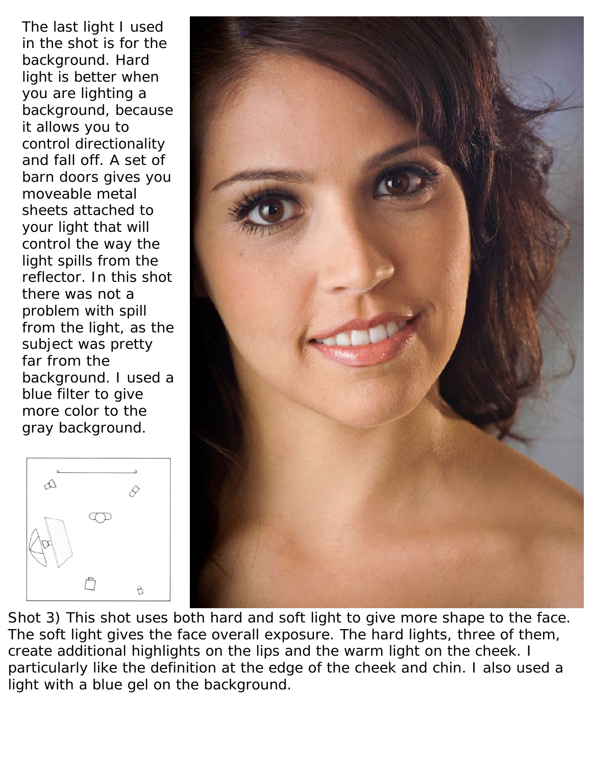The last light I used in the shot is for the background. Hard light is better when you are lighting a background, because it allows you to control directionality and fall off. A set of barn doors gives you moveable metal sheets attached to your light that will control the way the light spills from the reflector. In this shot there was not a problem with spill from the light, as the subject was pretty far from the background. I used a blue filter to give more color to the gray background.

Shot 3) This shot uses both hard and soft light to give more shape to the face. The soft light gives the face overall exposure. The hard lights, three of them, create additional highlights on the lips and the warm light on the cheek. I particularly like the definition at the edge of the cheek and chin. I also used a light with a blue gel on the background.